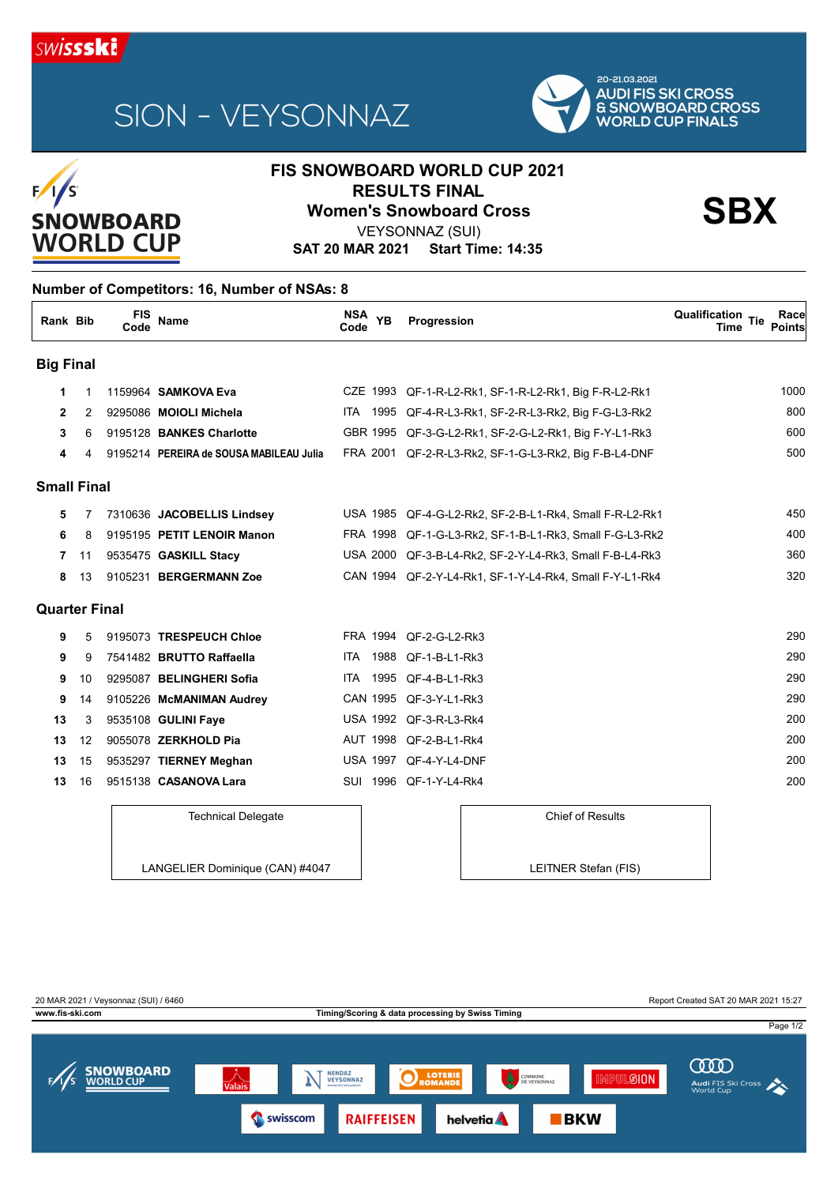SION - VEYSONNAZ

20-21.03.2021
AUDI FIS SKI CROSS & SNOWBOARD CROSS WORLD CUP FINALS

# FIS SNOWBOARD WORLD CUP 2021

## RESULTS FINAL

## Women's Snowboard Cross

**SBX**

VEYSONNAZ (SUI)

**SAT 20 MAR 2021 Start Time: 14:35**

**Number of Competitors: 16, Number of NSAs: 8**

| Rank | Bib | FIS Code | Name | NSA Code | YB | Progression | Qualification Time | Tie | Race Points |
|---|---|---|---|---|---|---|---|---|---|
| **Big Final** | | | | | | | | | |
| **1** | 1 | 1159964 | **SAMKOVA Eva** | CZE | 1993 | QF-1-R-L2-Rk1, SF-1-R-L2-Rk1, Big F-R-L2-Rk1 | | | 1000 |
| **2** | 2 | 9295086 | **MOIOLI Michela** | ITA | 1995 | QF-4-R-L3-Rk1, SF-2-R-L3-Rk2, Big F-G-L3-Rk2 | | | 800 |
| **3** | 6 | 9195128 | **BANKES Charlotte** | GBR | 1995 | QF-3-G-L2-Rk1, SF-2-G-L2-Rk1, Big F-Y-L1-Rk3 | | | 600 |
| **4** | 4 | 9195214 | **PEREIRA de SOUSA MABILEAU Julia** | FRA | 2001 | QF-2-R-L3-Rk2, SF-1-G-L3-Rk2, Big F-B-L4-DNF | | | 500 |
| **Small Final** | | | | | | | | | |
| **5** | 7 | 7310636 | **JACOBELLIS Lindsey** | USA | 1985 | QF-4-G-L2-Rk2, SF-2-B-L1-Rk4, Small F-R-L2-Rk1 | | | 450 |
| **6** | 8 | 9195195 | **PETIT LENOIR Manon** | FRA | 1998 | QF-1-G-L3-Rk2, SF-1-B-L1-Rk3, Small F-G-L3-Rk2 | | | 400 |
| **7** | 11 | 9535475 | **GASKILL Stacy** | USA | 2000 | QF-3-B-L4-Rk2, SF-2-Y-L4-Rk3, Small F-B-L4-Rk3 | | | 360 |
| **8** | 13 | 9105231 | **BERGERMANN Zoe** | CAN | 1994 | QF-2-Y-L4-Rk1, SF-1-Y-L4-Rk4, Small F-Y-L1-Rk4 | | | 320 |
| **Quarter Final** | | | | | | | | | |
| **9** | 5 | 9195073 | **TRESPEUCH Chloe** | FRA | 1994 | QF-2-G-L2-Rk3 | | | 290 |
| **9** | 9 | 7541482 | **BRUTTO Raffaella** | ITA | 1988 | QF-1-B-L1-Rk3 | | | 290 |
| **9** | 10 | 9295087 | **BELINGHERI Sofia** | ITA | 1995 | QF-4-B-L1-Rk3 | | | 290 |
| **9** | 14 | 9105226 | **McMANIMAN Audrey** | CAN | 1995 | QF-3-Y-L1-Rk3 | | | 290 |
| **13** | 3 | 9535108 | **GULINI Faye** | USA | 1992 | QF-3-R-L3-Rk4 | | | 200 |
| **13** | 12 | 9055078 | **ZERKHOLD Pia** | AUT | 1998 | QF-2-B-L1-Rk4 | | | 200 |
| **13** | 15 | 9535297 | **TIERNEY Meghan** | USA | 1997 | QF-4-Y-L4-DNF | | | 200 |
| **13** | 16 | 9515138 | **CASANOVA Lara** | SUI | 1996 | QF-1-Y-L4-Rk4 | | | 200 |

| Technical Delegate | Chief of Results |
|---|---|
| LANGELIER Dominique (CAN) #4047 | LEITNER Stefan (FIS) |

20 MAR 2021 / Veysonnaz (SUI) / 6460 — Report Created SAT 20 MAR 2021 15:27

www.fis-ski.com — Timing/Scoring & data processing by Swiss Timing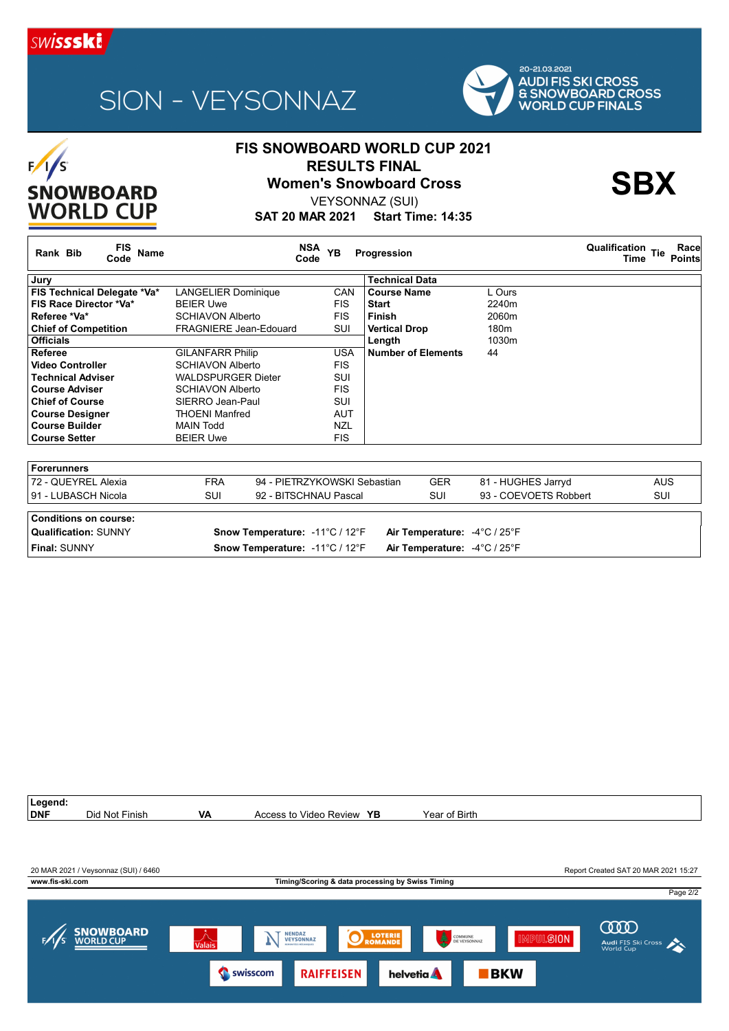SION - VEYSONNAZ

20-21.03.2021
AUDI FIS SKI CROSS & SNOWBOARD CROSS WORLD CUP FINALS

# FIS SNOWBOARD WORLD CUP 2021
## RESULTS FINAL
## Women's Snowboard Cross

**SBX**

VEYSONNAZ (SUI)

**SAT 20 MAR 2021 Start Time: 14:35**

| Rank | Bib | FIS Code | Name | NSA Code | YB | Progression | Qualification Time | Tie | Race Points |
|---|---|---|---|---|---|---|---|---|---|

| Jury | | | Technical Data | |
|---|---|---|---|---|
| **FIS Technical Delegate *Va*** | LANGELIER Dominique | CAN | **Course Name** | L Ours |
| **FIS Race Director *Va*** | BEIER Uwe | FIS | **Start** | 2240m |
| **Referee *Va*** | SCHIAVON Alberto | FIS | **Finish** | 2060m |
| **Chief of Competition** | FRAGNIERE Jean-Edouard | SUI | **Vertical Drop** | 180m |
| **Officials** | | | **Length** | 1030m |
| **Referee** | GILANFARR Philip | USA | **Number of Elements** | 44 |
| **Video Controller** | SCHIAVON Alberto | FIS | | |
| **Technical Adviser** | WALDSPURGER Dieter | SUI | | |
| **Course Adviser** | SCHIAVON Alberto | FIS | | |
| **Chief of Course** | SIERRO Jean-Paul | SUI | | |
| **Course Designer** | THOENI Manfred | AUT | | |
| **Course Builder** | MAIN Todd | NZL | | |
| **Course Setter** | BEIER Uwe | FIS | | |

| Forerunners | | | | | |
|---|---|---|---|---|---|
| 72 - QUEYREL Alexia | FRA | 94 - PIETRZYKOWSKI Sebastian | GER | 81 - HUGHES Jarryd | AUS |
| 91 - LUBASCH Nicola | SUI | 92 - BITSCHNAU Pascal | SUI | 93 - COEVOETS Robbert | SUI |

| Conditions on course: | | |
|---|---|---|
| **Qualification:** SUNNY | **Snow Temperature:** -11°C / 12°F | **Air Temperature:** -4°C / 25°F |
| **Final:** SUNNY | **Snow Temperature:** -11°C / 12°F | **Air Temperature:** -4°C / 25°F |

**Legend:**

| | | | | | |
|---|---|---|---|---|---|
| **DNF** | Did Not Finish | **VA** | Access to Video Review | **YB** | Year of Birth |

20 MAR 2021 / Veysonnaz (SUI) / 6460 — Report Created SAT 20 MAR 2021 15:27

**www.fis-ski.com** — **Timing/Scoring & data processing by Swiss Timing**